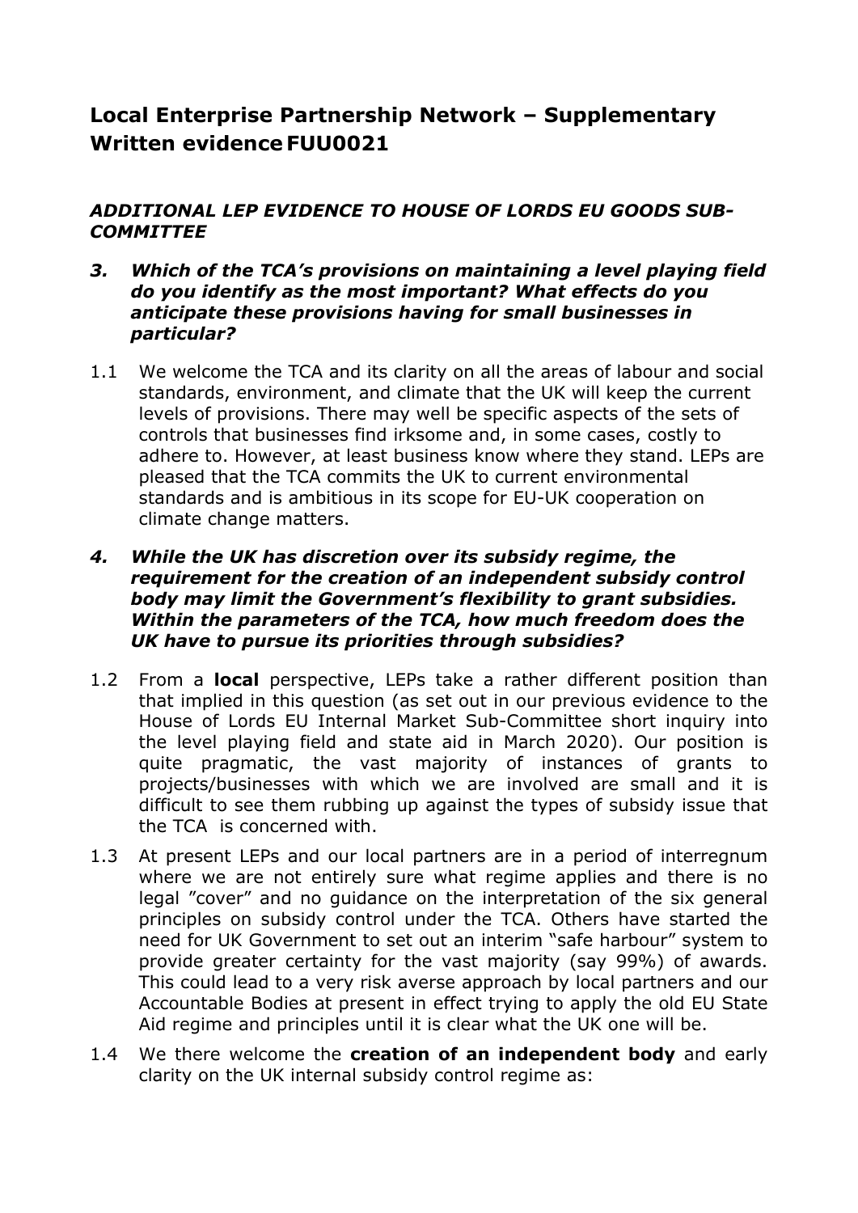# Local Enterprise Partnership Network – Supplementary Written evidence FUU0021

## *ADDITIONAL LEP EVIDENCE TO HOUSE OF LORDS EU GOODS SUB-COMMITTEE*

***3. Which of the TCA's provisions on maintaining a level playing field do you identify as the most important? What effects do you anticipate these provisions having for small businesses in particular?***

1.1 We welcome the TCA and its clarity on all the areas of labour and social standards, environment, and climate that the UK will keep the current levels of provisions. There may well be specific aspects of the sets of controls that businesses find irksome and, in some cases, costly to adhere to. However, at least business know where they stand. LEPs are pleased that the TCA commits the UK to current environmental standards and is ambitious in its scope for EU-UK cooperation on climate change matters.

***4. While the UK has discretion over its subsidy regime, the requirement for the creation of an independent subsidy control body may limit the Government's flexibility to grant subsidies. Within the parameters of the TCA, how much freedom does the UK have to pursue its priorities through subsidies?***

1.2 From a **local** perspective, LEPs take a rather different position than that implied in this question (as set out in our previous evidence to the House of Lords EU Internal Market Sub-Committee short inquiry into the level playing field and state aid in March 2020). Our position is quite pragmatic, the vast majority of instances of grants to projects/businesses with which we are involved are small and it is difficult to see them rubbing up against the types of subsidy issue that the TCA is concerned with.

1.3 At present LEPs and our local partners are in a period of interregnum where we are not entirely sure what regime applies and there is no legal "cover" and no guidance on the interpretation of the six general principles on subsidy control under the TCA. Others have started the need for UK Government to set out an interim "safe harbour" system to provide greater certainty for the vast majority (say 99%) of awards. This could lead to a very risk averse approach by local partners and our Accountable Bodies at present in effect trying to apply the old EU State Aid regime and principles until it is clear what the UK one will be.

1.4 We there welcome the **creation of an independent body** and early clarity on the UK internal subsidy control regime as: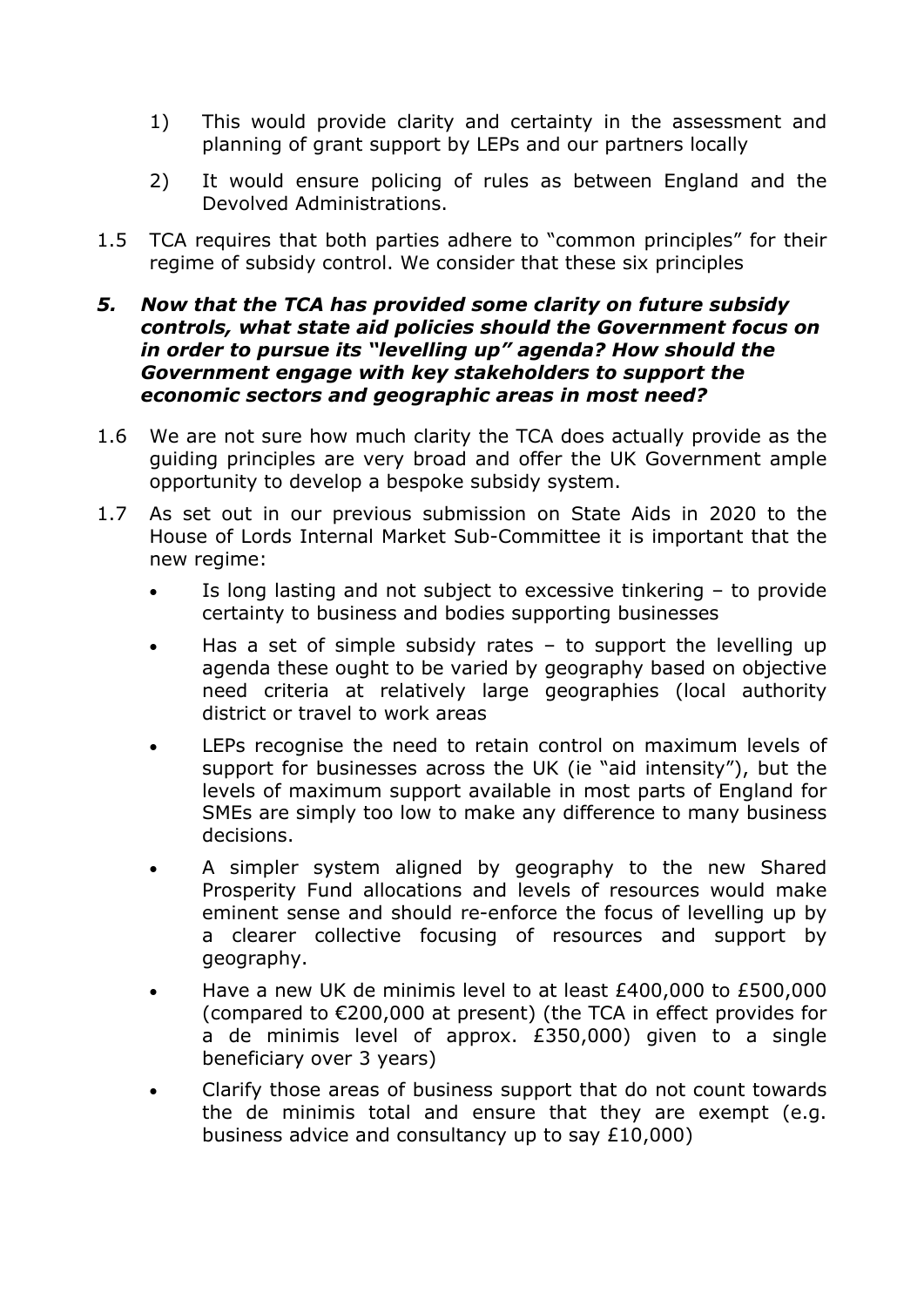1) This would provide clarity and certainty in the assessment and planning of grant support by LEPs and our partners locally

2) It would ensure policing of rules as between England and the Devolved Administrations.

1.5 TCA requires that both parties adhere to "common principles" for their regime of subsidy control. We consider that these six principles

***5. Now that the TCA has provided some clarity on future subsidy controls, what state aid policies should the Government focus on in order to pursue its "levelling up" agenda? How should the Government engage with key stakeholders to support the economic sectors and geographic areas in most need?***

1.6 We are not sure how much clarity the TCA does actually provide as the guiding principles are very broad and offer the UK Government ample opportunity to develop a bespoke subsidy system.

1.7 As set out in our previous submission on State Aids in 2020 to the House of Lords Internal Market Sub-Committee it is important that the new regime:

- Is long lasting and not subject to excessive tinkering – to provide certainty to business and bodies supporting businesses
- Has a set of simple subsidy rates – to support the levelling up agenda these ought to be varied by geography based on objective need criteria at relatively large geographies (local authority district or travel to work areas
- LEPs recognise the need to retain control on maximum levels of support for businesses across the UK (ie "aid intensity"), but the levels of maximum support available in most parts of England for SMEs are simply too low to make any difference to many business decisions.
- A simpler system aligned by geography to the new Shared Prosperity Fund allocations and levels of resources would make eminent sense and should re-enforce the focus of levelling up by a clearer collective focusing of resources and support by geography.
- Have a new UK de minimis level to at least £400,000 to £500,000 (compared to €200,000 at present) (the TCA in effect provides for a de minimis level of approx. £350,000) given to a single beneficiary over 3 years)
- Clarify those areas of business support that do not count towards the de minimis total and ensure that they are exempt (e.g. business advice and consultancy up to say £10,000)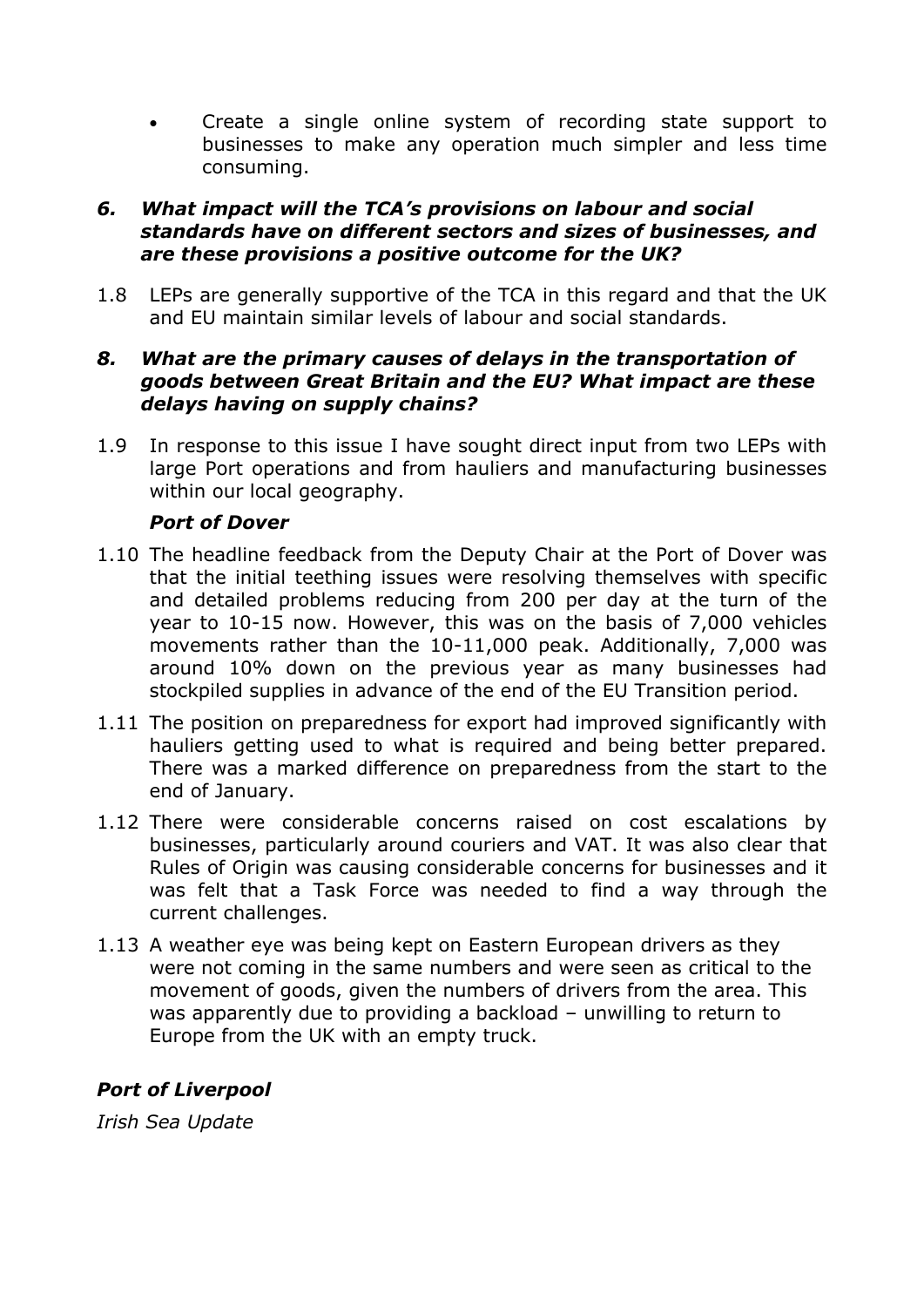- Create a single online system of recording state support to businesses to make any operation much simpler and less time consuming.

### *6. What impact will the TCA's provisions on labour and social standards have on different sectors and sizes of businesses, and are these provisions a positive outcome for the UK?*

1.8 LEPs are generally supportive of the TCA in this regard and that the UK and EU maintain similar levels of labour and social standards.

### *8. What are the primary causes of delays in the transportation of goods between Great Britain and the EU? What impact are these delays having on supply chains?*

1.9 In response to this issue I have sought direct input from two LEPs with large Port operations and from hauliers and manufacturing businesses within our local geography.

***Port of Dover***

1.10 The headline feedback from the Deputy Chair at the Port of Dover was that the initial teething issues were resolving themselves with specific and detailed problems reducing from 200 per day at the turn of the year to 10-15 now. However, this was on the basis of 7,000 vehicles movements rather than the 10-11,000 peak. Additionally, 7,000 was around 10% down on the previous year as many businesses had stockpiled supplies in advance of the end of the EU Transition period.

1.11 The position on preparedness for export had improved significantly with hauliers getting used to what is required and being better prepared. There was a marked difference on preparedness from the start to the end of January.

1.12 There were considerable concerns raised on cost escalations by businesses, particularly around couriers and VAT. It was also clear that Rules of Origin was causing considerable concerns for businesses and it was felt that a Task Force was needed to find a way through the current challenges.

1.13 A weather eye was being kept on Eastern European drivers as they were not coming in the same numbers and were seen as critical to the movement of goods, given the numbers of drivers from the area. This was apparently due to providing a backload – unwilling to return to Europe from the UK with an empty truck.

***Port of Liverpool***

*Irish Sea Update*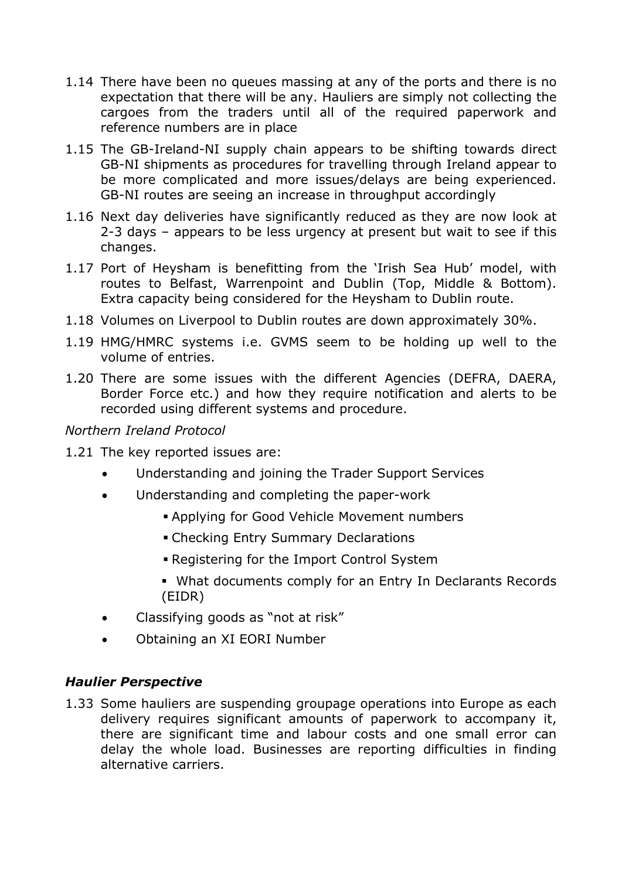1.14 There have been no queues massing at any of the ports and there is no expectation that there will be any. Hauliers are simply not collecting the cargoes from the traders until all of the required paperwork and reference numbers are in place

1.15 The GB-Ireland-NI supply chain appears to be shifting towards direct GB-NI shipments as procedures for travelling through Ireland appear to be more complicated and more issues/delays are being experienced. GB-NI routes are seeing an increase in throughput accordingly

1.16 Next day deliveries have significantly reduced as they are now look at 2-3 days – appears to be less urgency at present but wait to see if this changes.

1.17 Port of Heysham is benefitting from the 'Irish Sea Hub' model, with routes to Belfast, Warrenpoint and Dublin (Top, Middle & Bottom). Extra capacity being considered for the Heysham to Dublin route.

1.18 Volumes on Liverpool to Dublin routes are down approximately 30%.

1.19 HMG/HMRC systems i.e. GVMS seem to be holding up well to the volume of entries.

1.20 There are some issues with the different Agencies (DEFRA, DAERA, Border Force etc.) and how they require notification and alerts to be recorded using different systems and procedure.

*Northern Ireland Protocol*

1.21 The key reported issues are:

- Understanding and joining the Trader Support Services
- Understanding and completing the paper-work
  - Applying for Good Vehicle Movement numbers
  - Checking Entry Summary Declarations
  - Registering for the Import Control System
  - What documents comply for an Entry In Declarants Records (EIDR)
- Classifying goods as "not at risk"
- Obtaining an XI EORI Number

### *Haulier Perspective*

1.33 Some hauliers are suspending groupage operations into Europe as each delivery requires significant amounts of paperwork to accompany it, there are significant time and labour costs and one small error can delay the whole load. Businesses are reporting difficulties in finding alternative carriers.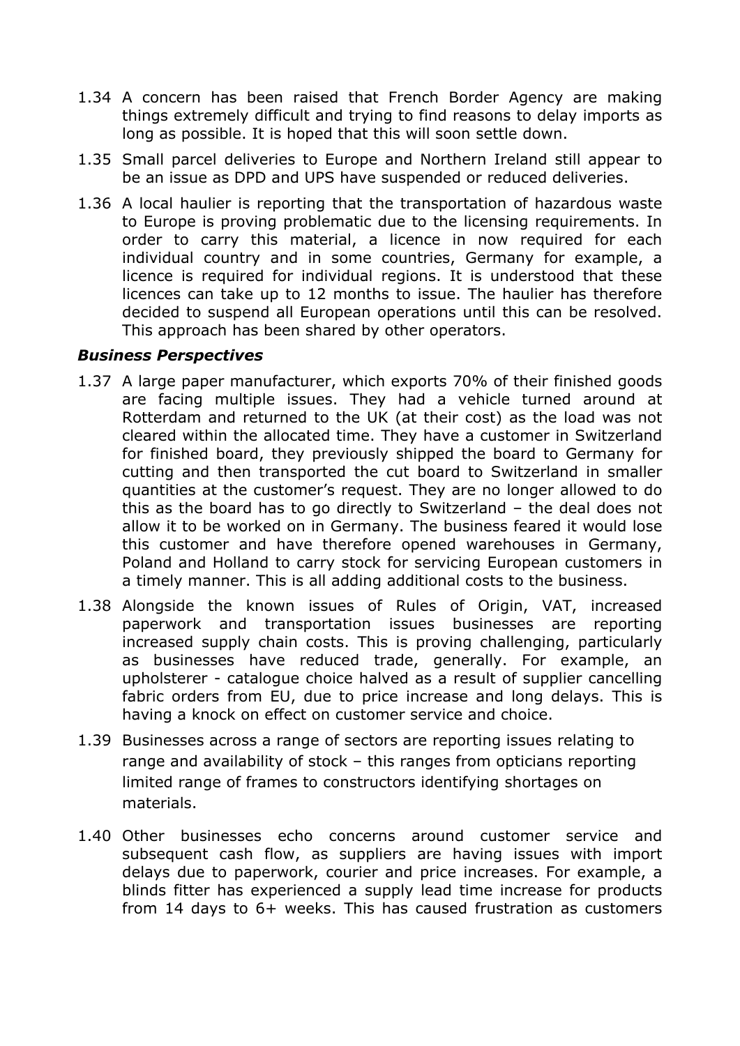1.34 A concern has been raised that French Border Agency are making things extremely difficult and trying to find reasons to delay imports as long as possible. It is hoped that this will soon settle down.

1.35 Small parcel deliveries to Europe and Northern Ireland still appear to be an issue as DPD and UPS have suspended or reduced deliveries.

1.36 A local haulier is reporting that the transportation of hazardous waste to Europe is proving problematic due to the licensing requirements. In order to carry this material, a licence in now required for each individual country and in some countries, Germany for example, a licence is required for individual regions. It is understood that these licences can take up to 12 months to issue. The haulier has therefore decided to suspend all European operations until this can be resolved. This approach has been shared by other operators.

### *Business Perspectives*

1.37 A large paper manufacturer, which exports 70% of their finished goods are facing multiple issues. They had a vehicle turned around at Rotterdam and returned to the UK (at their cost) as the load was not cleared within the allocated time. They have a customer in Switzerland for finished board, they previously shipped the board to Germany for cutting and then transported the cut board to Switzerland in smaller quantities at the customer's request. They are no longer allowed to do this as the board has to go directly to Switzerland – the deal does not allow it to be worked on in Germany. The business feared it would lose this customer and have therefore opened warehouses in Germany, Poland and Holland to carry stock for servicing European customers in a timely manner. This is all adding additional costs to the business.

1.38 Alongside the known issues of Rules of Origin, VAT, increased paperwork and transportation issues businesses are reporting increased supply chain costs. This is proving challenging, particularly as businesses have reduced trade, generally. For example, an upholsterer - catalogue choice halved as a result of supplier cancelling fabric orders from EU, due to price increase and long delays. This is having a knock on effect on customer service and choice.

1.39 Businesses across a range of sectors are reporting issues relating to range and availability of stock – this ranges from opticians reporting limited range of frames to constructors identifying shortages on materials.

1.40 Other businesses echo concerns around customer service and subsequent cash flow, as suppliers are having issues with import delays due to paperwork, courier and price increases. For example, a blinds fitter has experienced a supply lead time increase for products from 14 days to 6+ weeks. This has caused frustration as customers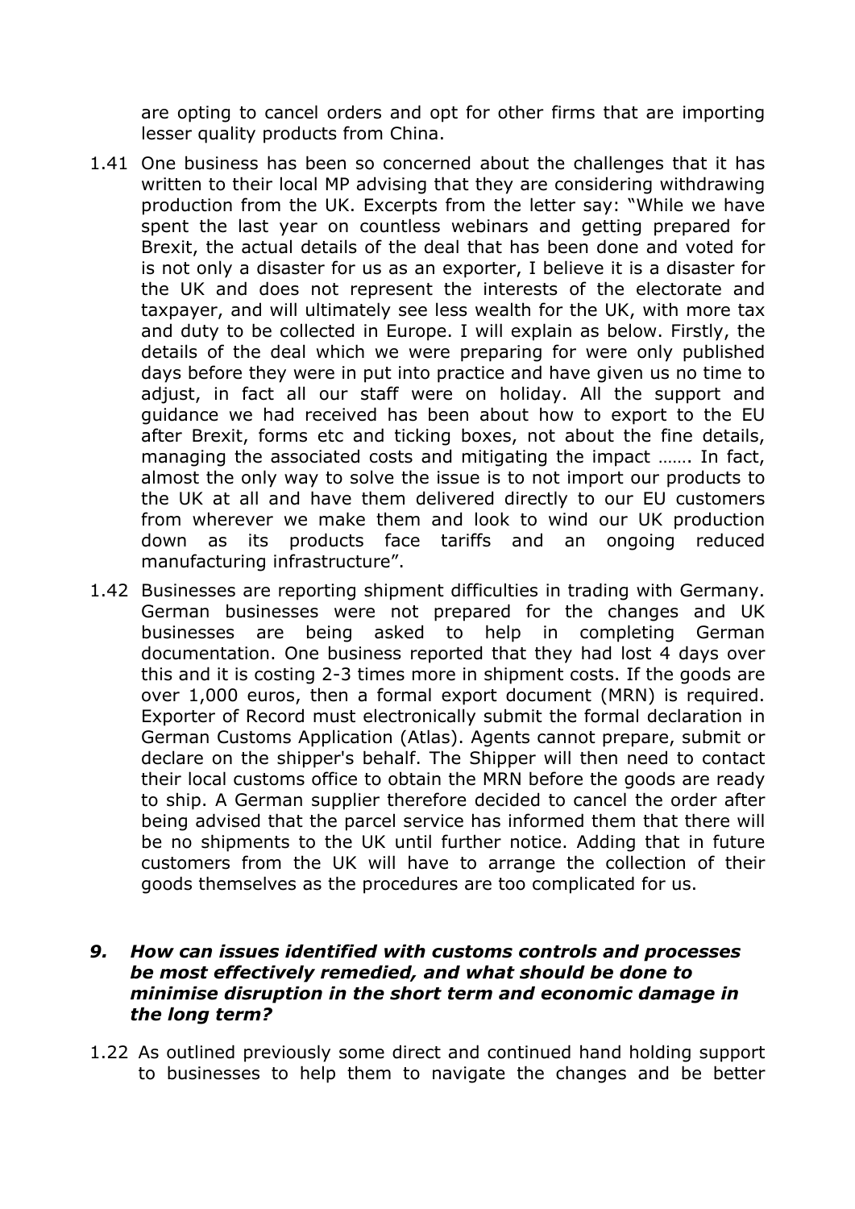are opting to cancel orders and opt for other firms that are importing lesser quality products from China.

1.41 One business has been so concerned about the challenges that it has written to their local MP advising that they are considering withdrawing production from the UK. Excerpts from the letter say: "While we have spent the last year on countless webinars and getting prepared for Brexit, the actual details of the deal that has been done and voted for is not only a disaster for us as an exporter, I believe it is a disaster for the UK and does not represent the interests of the electorate and taxpayer, and will ultimately see less wealth for the UK, with more tax and duty to be collected in Europe. I will explain as below. Firstly, the details of the deal which we were preparing for were only published days before they were in put into practice and have given us no time to adjust, in fact all our staff were on holiday. All the support and guidance we had received has been about how to export to the EU after Brexit, forms etc and ticking boxes, not about the fine details, managing the associated costs and mitigating the impact ……. In fact, almost the only way to solve the issue is to not import our products to the UK at all and have them delivered directly to our EU customers from wherever we make them and look to wind our UK production down as its products face tariffs and an ongoing reduced manufacturing infrastructure".

1.42 Businesses are reporting shipment difficulties in trading with Germany. German businesses were not prepared for the changes and UK businesses are being asked to help in completing German documentation. One business reported that they had lost 4 days over this and it is costing 2-3 times more in shipment costs. If the goods are over 1,000 euros, then a formal export document (MRN) is required. Exporter of Record must electronically submit the formal declaration in German Customs Application (Atlas). Agents cannot prepare, submit or declare on the shipper's behalf. The Shipper will then need to contact their local customs office to obtain the MRN before the goods are ready to ship. A German supplier therefore decided to cancel the order after being advised that the parcel service has informed them that there will be no shipments to the UK until further notice. Adding that in future customers from the UK will have to arrange the collection of their goods themselves as the procedures are too complicated for us.

### *9. How can issues identified with customs controls and processes be most effectively remedied, and what should be done to minimise disruption in the short term and economic damage in the long term?*

1.22 As outlined previously some direct and continued hand holding support to businesses to help them to navigate the changes and be better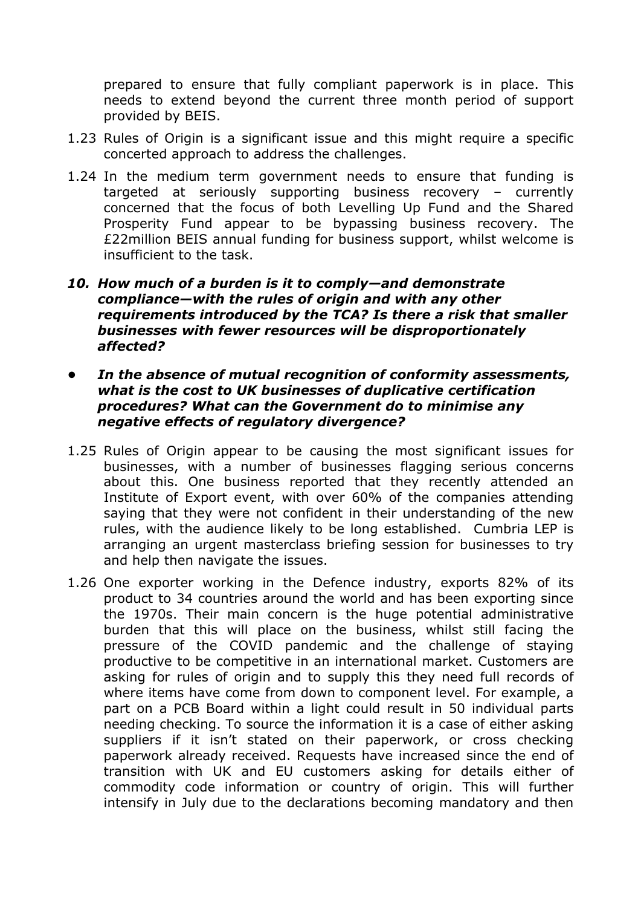prepared to ensure that fully compliant paperwork is in place. This needs to extend beyond the current three month period of support provided by BEIS.

1.23 Rules of Origin is a significant issue and this might require a specific concerted approach to address the challenges.

1.24 In the medium term government needs to ensure that funding is targeted at seriously supporting business recovery – currently concerned that the focus of both Levelling Up Fund and the Shared Prosperity Fund appear to be bypassing business recovery. The £22million BEIS annual funding for business support, whilst welcome is insufficient to the task.

***10. How much of a burden is it to comply—and demonstrate compliance—with the rules of origin and with any other requirements introduced by the TCA? Is there a risk that smaller businesses with fewer resources will be disproportionately affected?***

- ***In the absence of mutual recognition of conformity assessments, what is the cost to UK businesses of duplicative certification procedures? What can the Government do to minimise any negative effects of regulatory divergence?***

1.25 Rules of Origin appear to be causing the most significant issues for businesses, with a number of businesses flagging serious concerns about this. One business reported that they recently attended an Institute of Export event, with over 60% of the companies attending saying that they were not confident in their understanding of the new rules, with the audience likely to be long established. Cumbria LEP is arranging an urgent masterclass briefing session for businesses to try and help then navigate the issues.

1.26 One exporter working in the Defence industry, exports 82% of its product to 34 countries around the world and has been exporting since the 1970s. Their main concern is the huge potential administrative burden that this will place on the business, whilst still facing the pressure of the COVID pandemic and the challenge of staying productive to be competitive in an international market. Customers are asking for rules of origin and to supply this they need full records of where items have come from down to component level. For example, a part on a PCB Board within a light could result in 50 individual parts needing checking. To source the information it is a case of either asking suppliers if it isn't stated on their paperwork, or cross checking paperwork already received. Requests have increased since the end of transition with UK and EU customers asking for details either of commodity code information or country of origin. This will further intensify in July due to the declarations becoming mandatory and then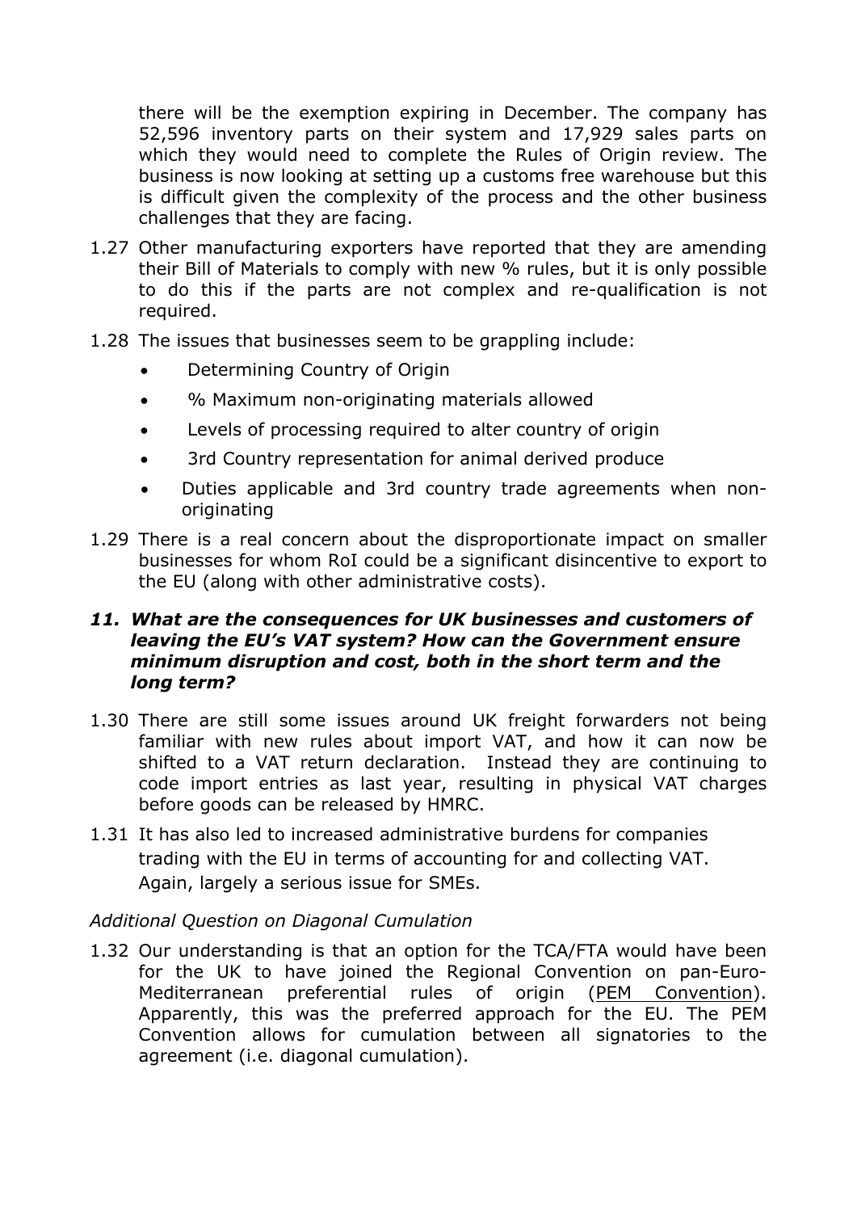there will be the exemption expiring in December. The company has 52,596 inventory parts on their system and 17,929 sales parts on which they would need to complete the Rules of Origin review. The business is now looking at setting up a customs free warehouse but this is difficult given the complexity of the process and the other business challenges that they are facing.

1.27 Other manufacturing exporters have reported that they are amending their Bill of Materials to comply with new % rules, but it is only possible to do this if the parts are not complex and re-qualification is not required.

1.28 The issues that businesses seem to be grappling include:

- Determining Country of Origin
- % Maximum non-originating materials allowed
- Levels of processing required to alter country of origin
- 3rd Country representation for animal derived produce
- Duties applicable and 3rd country trade agreements when non-originating

1.29 There is a real concern about the disproportionate impact on smaller businesses for whom RoI could be a significant disincentive to export to the EU (along with other administrative costs).

### *11. What are the consequences for UK businesses and customers of leaving the EU's VAT system? How can the Government ensure minimum disruption and cost, both in the short term and the long term?*

1.30 There are still some issues around UK freight forwarders not being familiar with new rules about import VAT, and how it can now be shifted to a VAT return declaration. Instead they are continuing to code import entries as last year, resulting in physical VAT charges before goods can be released by HMRC.

1.31 It has also led to increased administrative burdens for companies trading with the EU in terms of accounting for and collecting VAT. Again, largely a serious issue for SMEs.

*Additional Question on Diagonal Cumulation*

1.32 Our understanding is that an option for the TCA/FTA would have been for the UK to have joined the Regional Convention on pan-Euro-Mediterranean preferential rules of origin (PEM Convention). Apparently, this was the preferred approach for the EU. The PEM Convention allows for cumulation between all signatories to the agreement (i.e. diagonal cumulation).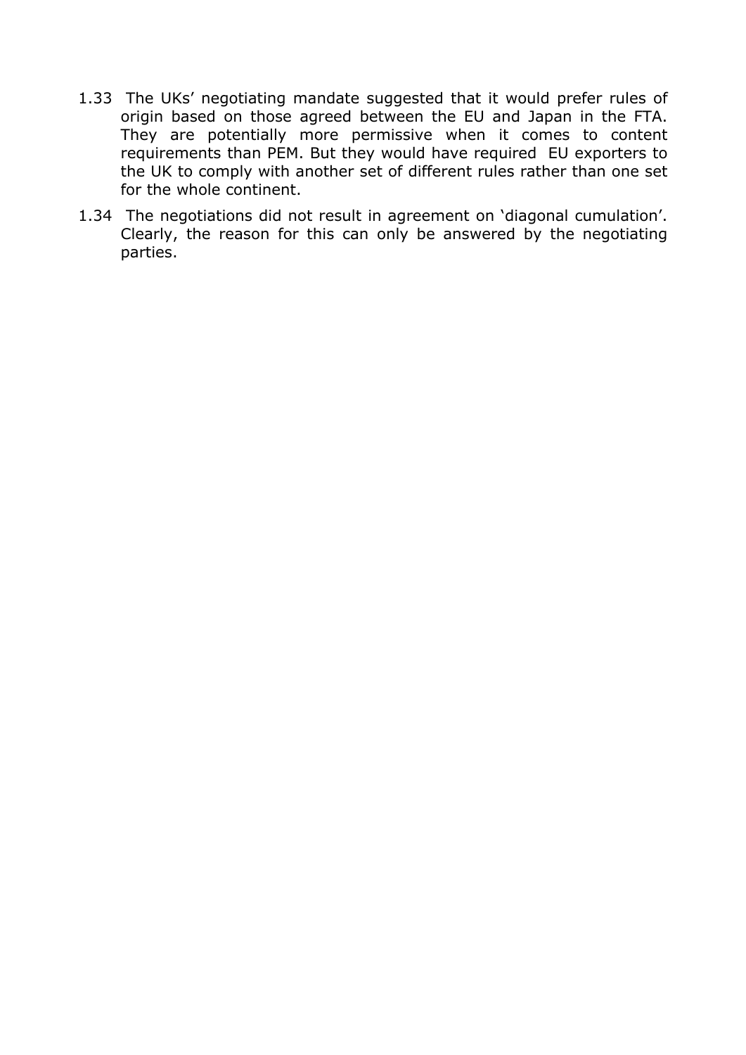1.33 The UKs' negotiating mandate suggested that it would prefer rules of origin based on those agreed between the EU and Japan in the FTA. They are potentially more permissive when it comes to content requirements than PEM. But they would have required EU exporters to the UK to comply with another set of different rules rather than one set for the whole continent.

1.34 The negotiations did not result in agreement on 'diagonal cumulation'. Clearly, the reason for this can only be answered by the negotiating parties.